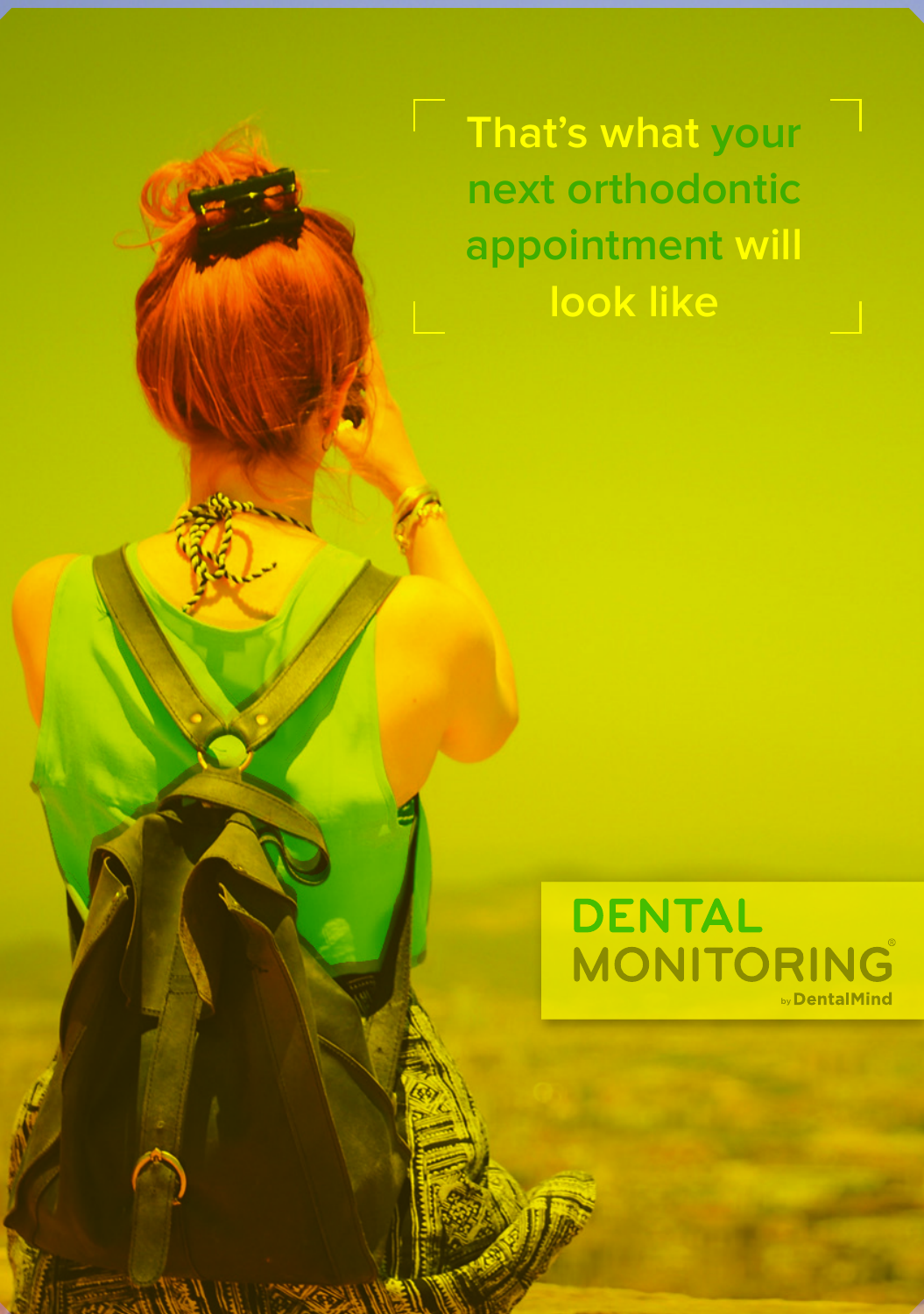# That's what your next orthodontic appointment will look like

DENTAL MONITORING®

by DentalMind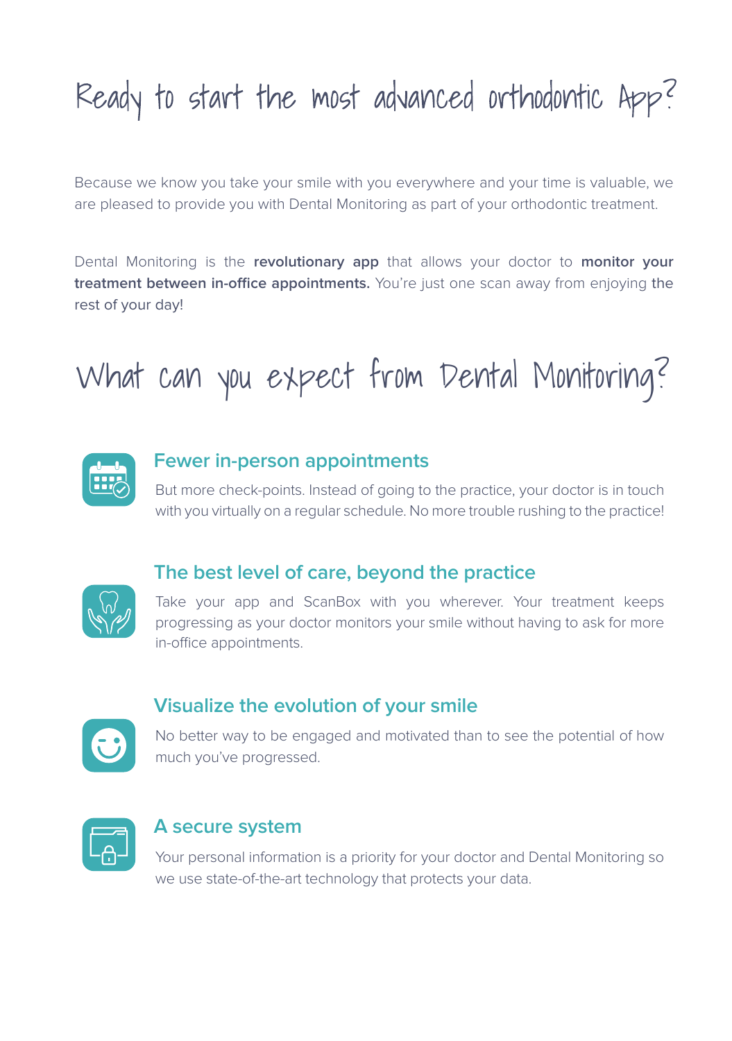# Ready to start the most advanced orthodontic App?

Because we know you take your smile with you everywhere and your time is valuable, we are pleased to provide you with Dental Monitoring as part of your orthodontic treatment.

Dental Monitoring is the **revolutionary app** that allows your doctor to **monitor your treatment between in-office appointments.** You're just one scan away from enjoying the rest of your day!

# What can you expect from Dental Monitoring?

### Fewer in-person appointments

But more check-points. Instead of going to the practice, your doctor is in touch with you virtually on a regular schedule. No more trouble rushing to the practice!

### The best level of care, beyond the practice

Take your app and ScanBox with you wherever. Your treatment keeps progressing as your doctor monitors your smile without having to ask for more in-office appointments.

### Visualize the evolution of your smile

No better way to be engaged and motivated than to see the potential of how much you've progressed.

### A secure system

Your personal information is a priority for your doctor and Dental Monitoring so we use state-of-the-art technology that protects your data.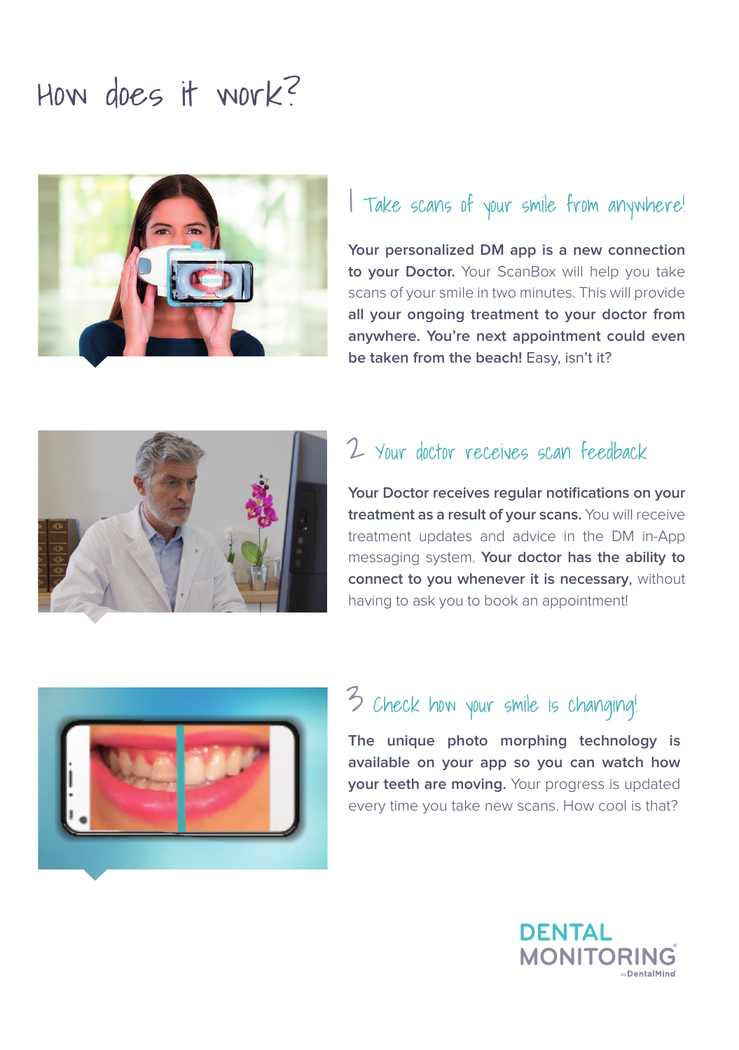# How does it work?

## 1 Take scans of your smile from anywhere!

**Your personalized DM app is a new connection to your Doctor.** Your ScanBox will help you take scans of your smile in two minutes. This will provide **all your ongoing treatment to your doctor from anywhere. You're next appointment could even be taken from the beach!** Easy, isn't it?

## 2 Your doctor receives scan feedback

**Your Doctor receives regular notifications on your treatment as a result of your scans.** You will receive treatment updates and advice in the DM in-App messaging system. **Your doctor has the ability to connect to you whenever it is necessary**, without having to ask you to book an appointment!

## 3 Check how your smile is changing!

**The unique photo morphing technology is available on your app so you can watch how your teeth are moving.** Your progress is updated every time you take new scans. How cool is that?

DENTAL MONITORING® by DentalMind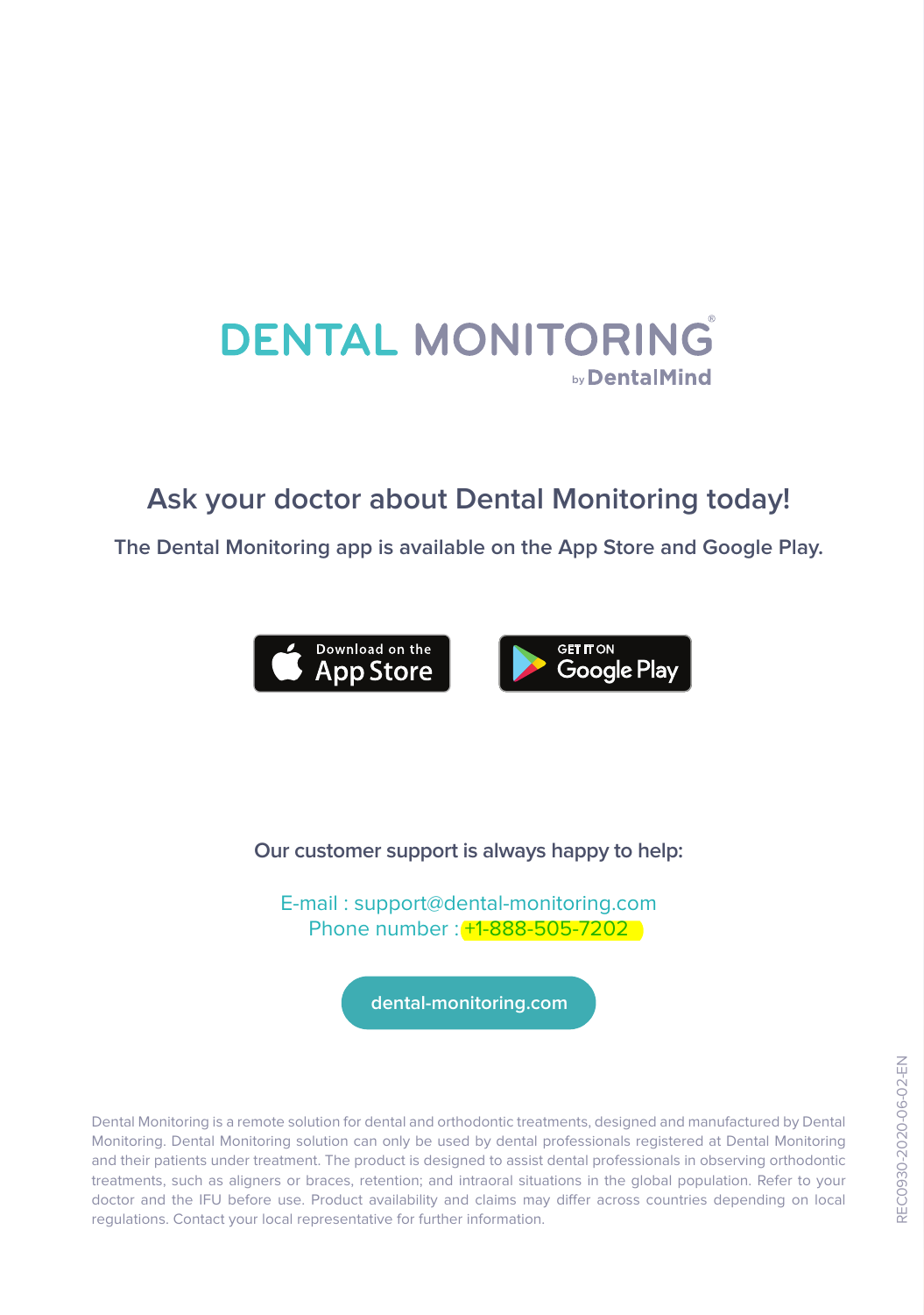# DENTAL MONITORING®

by DentalMind

## Ask your doctor about Dental Monitoring today!

**The Dental Monitoring app is available on the App Store and Google Play.**

Download on the App Store

GET IT ON Google Play

**Our customer support is always happy to help:**

E-mail : support@dental-monitoring.com
Phone number : +1-888-505-7202

dental-monitoring.com

Dental Monitoring is a remote solution for dental and orthodontic treatments, designed and manufactured by Dental Monitoring. Dental Monitoring solution can only be used by dental professionals registered at Dental Monitoring and their patients under treatment. The product is designed to assist dental professionals in observing orthodontic treatments, such as aligners or braces, retention; and intraoral situations in the global population. Refer to your doctor and the IFU before use. Product availability and claims may differ across countries depending on local regulations. Contact your local representative for further information.

REC0930-2020-06-02-EN